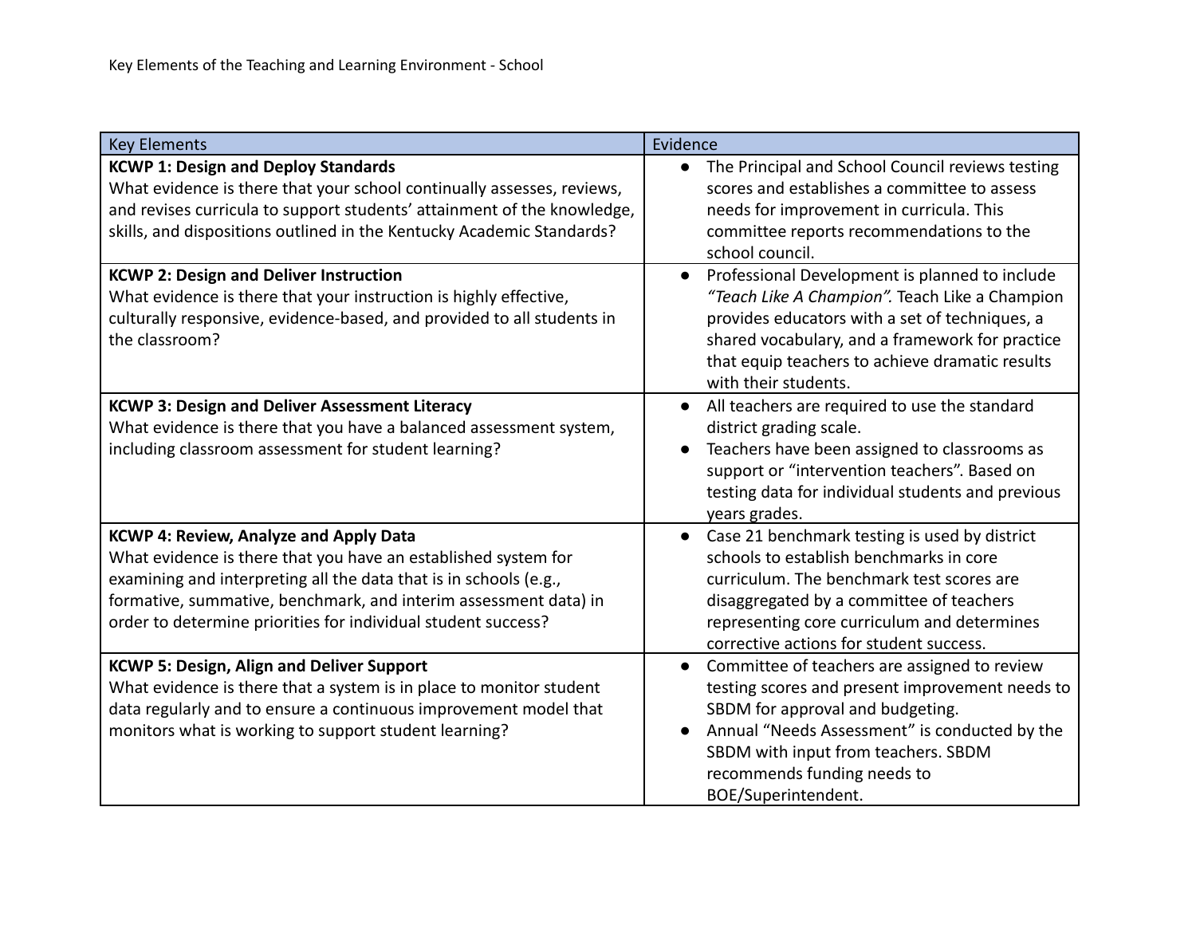Key Elements of the Teaching and Learning Environment - School

| Key Elements | Evidence |
|---|---|
| **KCWP 1: Design and Deploy Standards**<br>What evidence is there that your school continually assesses, reviews, and revises curricula to support students' attainment of the knowledge, skills, and dispositions outlined in the Kentucky Academic Standards? | • The Principal and School Council reviews testing scores and establishes a committee to assess needs for improvement in curricula. This committee reports recommendations to the school council. |
| **KCWP 2: Design and Deliver Instruction**<br>What evidence is there that your instruction is highly effective, culturally responsive, evidence-based, and provided to all students in the classroom? | • Professional Development is planned to include *"Teach Like A Champion".* Teach Like a Champion provides educators with a set of techniques, a shared vocabulary, and a framework for practice that equip teachers to achieve dramatic results with their students. |
| **KCWP 3: Design and Deliver Assessment Literacy**<br>What evidence is there that you have a balanced assessment system, including classroom assessment for student learning? | • All teachers are required to use the standard district grading scale.<br>• Teachers have been assigned to classrooms as support or "intervention teachers". Based on testing data for individual students and previous years grades. |
| **KCWP 4: Review, Analyze and Apply Data**<br>What evidence is there that you have an established system for examining and interpreting all the data that is in schools (e.g., formative, summative, benchmark, and interim assessment data) in order to determine priorities for individual student success? | • Case 21 benchmark testing is used by district schools to establish benchmarks in core curriculum. The benchmark test scores are disaggregated by a committee of teachers representing core curriculum and determines corrective actions for student success. |
| **KCWP 5: Design, Align and Deliver Support**<br>What evidence is there that a system is in place to monitor student data regularly and to ensure a continuous improvement model that monitors what is working to support student learning? | • Committee of teachers are assigned to review testing scores and present improvement needs to SBDM for approval and budgeting.<br>• Annual "Needs Assessment" is conducted by the SBDM with input from teachers. SBDM recommends funding needs to BOE/Superintendent. |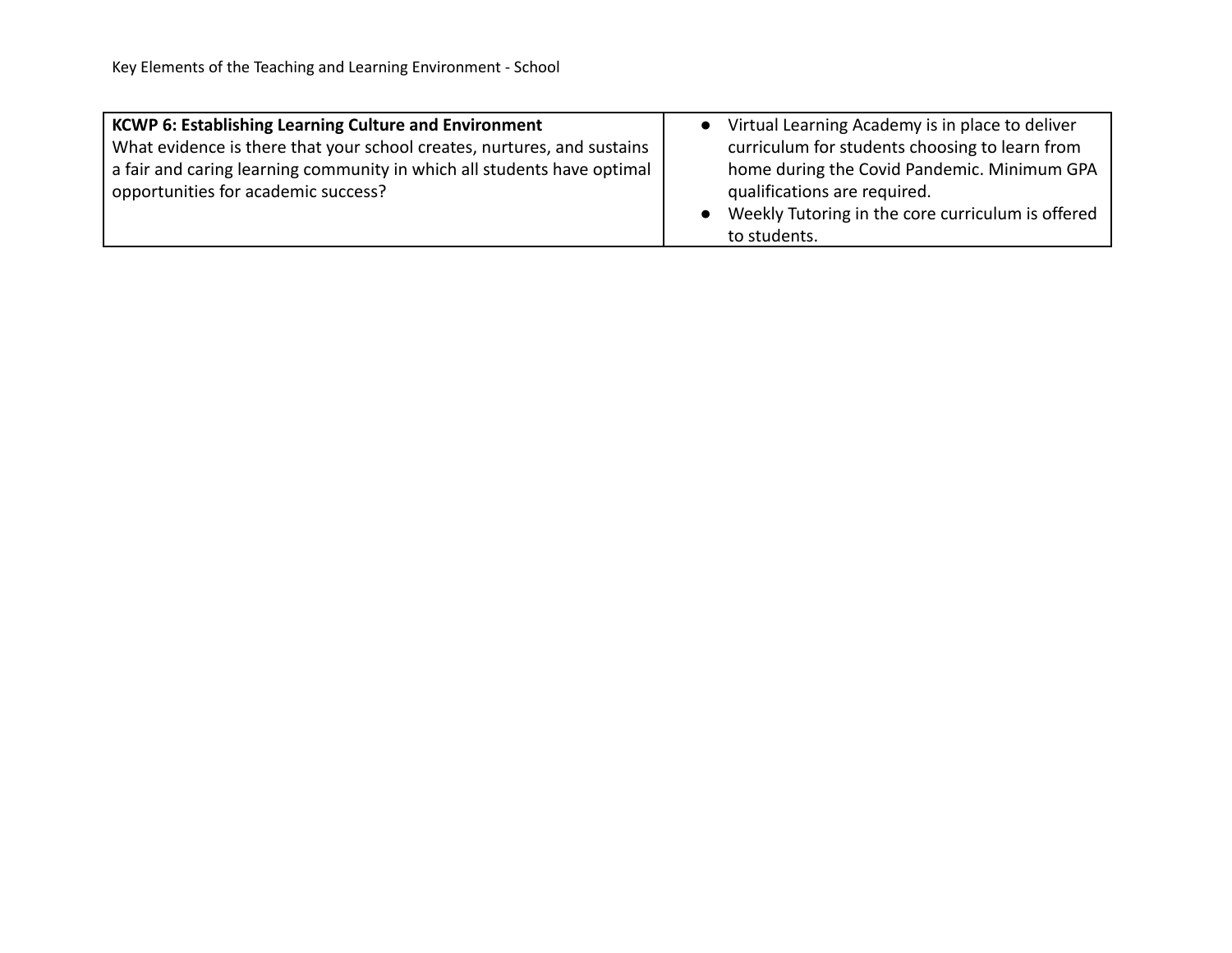| | |
|---|---|
| **KCWP 6: Establishing Learning Culture and Environment**<br>What evidence is there that your school creates, nurtures, and sustains a fair and caring learning community in which all students have optimal opportunities for academic success? | ● Virtual Learning Academy is in place to deliver curriculum for students choosing to learn from home during the Covid Pandemic. Minimum GPA qualifications are required.<br>● Weekly Tutoring in the core curriculum is offered to students. |